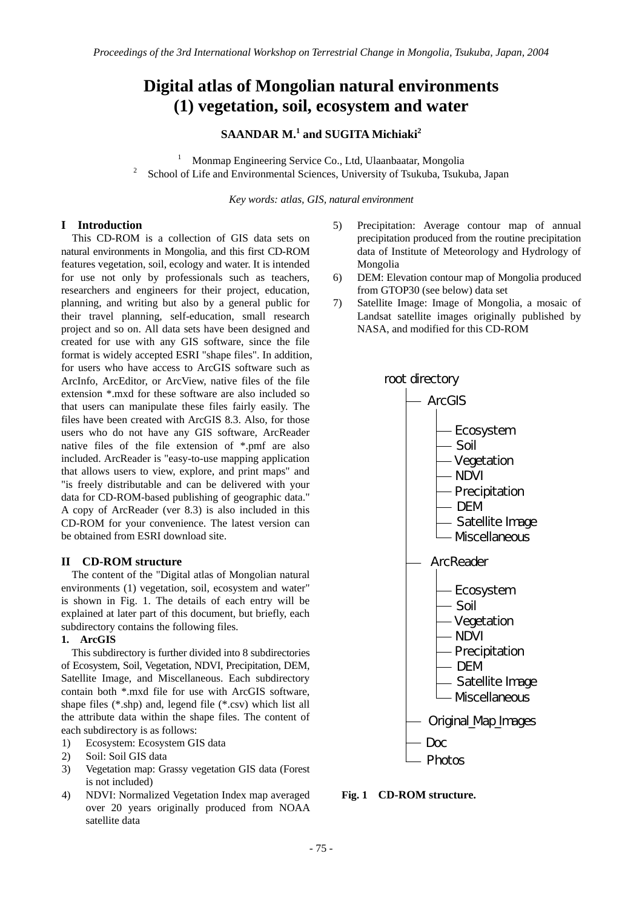# Digital atlas of Mongolian natural environments (1) vegetation, soil, ecosystem and water

**SAANDAR M.[1] and SUGITA Michiaki[2]**

[1] Monmap Engineering Service Co., Ltd, Ulaanbaatar, Mongolia
[2] School of Life and Environmental Sciences, University of Tsukuba, Tsukuba, Japan

*Key words: atlas, GIS, natural environment*

## I Introduction

This CD-ROM is a collection of GIS data sets on natural environments in Mongolia, and this first CD-ROM features vegetation, soil, ecology and water. It is intended for use not only by professionals such as teachers, researchers and engineers for their project, education, planning, and writing but also by a general public for their travel planning, self-education, small research project and so on. All data sets have been designed and created for use with any GIS software, since the file format is widely accepted ESRI "shape files". In addition, for users who have access to ArcGIS software such as ArcInfo, ArcEditor, or ArcView, native files of the file extension *.mxd for these software are also included so that users can manipulate these files fairly easily. The files have been created with ArcGIS 8.3. Also, for those users who do not have any GIS software, ArcReader native files of the file extension of *.pmf are also included. ArcReader is "easy-to-use mapping application that allows users to view, explore, and print maps" and "is freely distributable and can be delivered with your data for CD-ROM-based publishing of geographic data." A copy of ArcReader (ver 8.3) is also included in this CD-ROM for your convenience. The latest version can be obtained from ESRI download site.

## II CD-ROM structure

The content of the "Digital atlas of Mongolian natural environments (1) vegetation, soil, ecosystem and water" is shown in Fig. 1. The details of each entry will be explained at later part of this document, but briefly, each subdirectory contains the following files.

### 1. ArcGIS

This subdirectory is further divided into 8 subdirectories of Ecosystem, Soil, Vegetation, NDVI, Precipitation, DEM, Satellite Image, and Miscellaneous. Each subdirectory contain both *.mxd file for use with ArcGIS software, shape files (*.shp) and, legend file (*.csv) which list all the attribute data within the shape files. The content of each subdirectory is as follows:

1) Ecosystem: Ecosystem GIS data
2) Soil: Soil GIS data
3) Vegetation map: Grassy vegetation GIS data (Forest is not included)
4) NDVI: Normalized Vegetation Index map averaged over 20 years originally produced from NOAA satellite data
5) Precipitation: Average contour map of annual precipitation produced from the routine precipitation data of Institute of Meteorology and Hydrology of Mongolia
6) DEM: Elevation contour map of Mongolia produced from GTOP30 (see below) data set
7) Satellite Image: Image of Mongolia, a mosaic of Landsat satellite images originally published by NASA, and modified for this CD-ROM

```
root directory
├── ArcGIS
│   ├── Ecosystem
│   ├── Soil
│   ├── Vegetation
│   ├── NDVI
│   ├── Precipitation
│   ├── DEM
│   ├── Satellite Image
│   └── Miscellaneous
├── ArcReader
│   ├── Ecosystem
│   ├── Soil
│   ├── Vegetation
│   ├── NDVI
│   ├── Precipitation
│   ├── DEM
│   ├── Satellite Image
│   └── Miscellaneous
├── Original_Map_Images
├── Doc
└── Photos
```

**Fig. 1 CD-ROM structure.**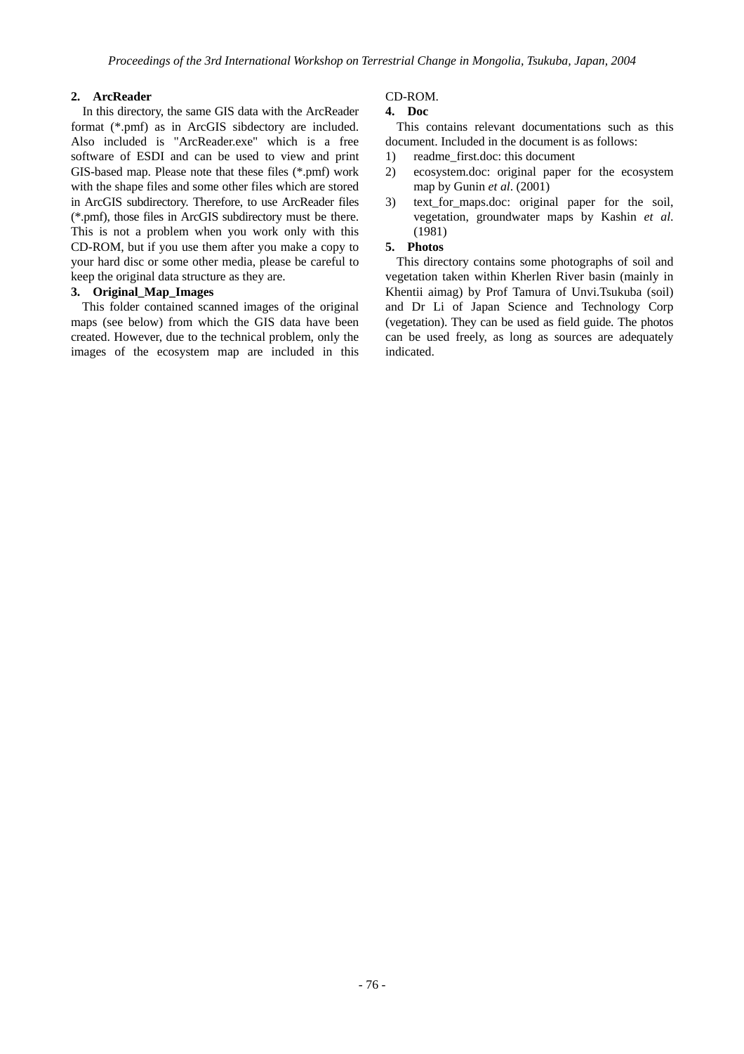## 2. ArcReader

In this directory, the same GIS data with the ArcReader format (*.pmf) as in ArcGIS sibdectory are included. Also included is "ArcReader.exe" which is a free software of ESDI and can be used to view and print GIS-based map. Please note that these files (*.pmf) work with the shape files and some other files which are stored in ArcGIS subdirectory. Therefore, to use ArcReader files (*.pmf), those files in ArcGIS subdirectory must be there. This is not a problem when you work only with this CD-ROM, but if you use them after you make a copy to your hard disc or some other media, please be careful to keep the original data structure as they are.

## 3. Original_Map_Images

This folder contained scanned images of the original maps (see below) from which the GIS data have been created. However, due to the technical problem, only the images of the ecosystem map are included in this CD-ROM.

## 4. Doc

This contains relevant documentations such as this document. Included in the document is as follows:

1) readme_first.doc: this document
2) ecosystem.doc: original paper for the ecosystem map by Gunin *et al*. (2001)
3) text_for_maps.doc: original paper for the soil, vegetation, groundwater maps by Kashin *et al.* (1981)

## 5. Photos

This directory contains some photographs of soil and vegetation taken within Kherlen River basin (mainly in Khentii aimag) by Prof Tamura of Unvi.Tsukuba (soil) and Dr Li of Japan Science and Technology Corp (vegetation). They can be used as field guide. The photos can be used freely, as long as sources are adequately indicated.